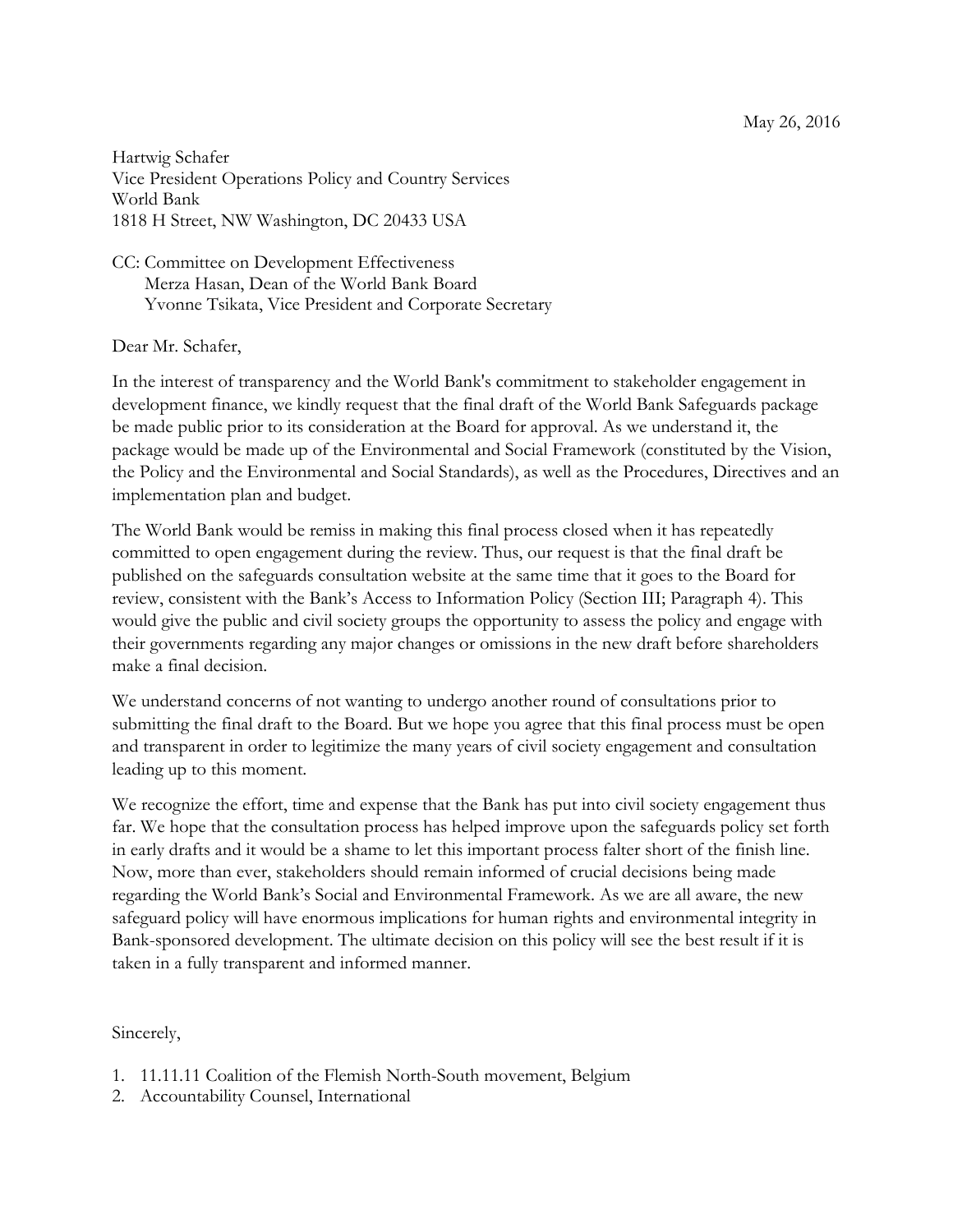May 26, 2016

Hartwig Schafer
Vice President Operations Policy and Country Services
World Bank
1818 H Street, NW Washington, DC 20433 USA

CC: Committee on Development Effectiveness
Merza Hasan, Dean of the World Bank Board
Yvonne Tsikata, Vice President and Corporate Secretary

Dear Mr. Schafer,

In the interest of transparency and the World Bank's commitment to stakeholder engagement in development finance, we kindly request that the final draft of the World Bank Safeguards package be made public prior to its consideration at the Board for approval. As we understand it, the package would be made up of the Environmental and Social Framework (constituted by the Vision, the Policy and the Environmental and Social Standards), as well as the Procedures, Directives and an implementation plan and budget.

The World Bank would be remiss in making this final process closed when it has repeatedly committed to open engagement during the review. Thus, our request is that the final draft be published on the safeguards consultation website at the same time that it goes to the Board for review, consistent with the Bank's Access to Information Policy (Section III; Paragraph 4). This would give the public and civil society groups the opportunity to assess the policy and engage with their governments regarding any major changes or omissions in the new draft before shareholders make a final decision.

We understand concerns of not wanting to undergo another round of consultations prior to submitting the final draft to the Board. But we hope you agree that this final process must be open and transparent in order to legitimize the many years of civil society engagement and consultation leading up to this moment.

We recognize the effort, time and expense that the Bank has put into civil society engagement thus far. We hope that the consultation process has helped improve upon the safeguards policy set forth in early drafts and it would be a shame to let this important process falter short of the finish line. Now, more than ever, stakeholders should remain informed of crucial decisions being made regarding the World Bank's Social and Environmental Framework. As we are all aware, the new safeguard policy will have enormous implications for human rights and environmental integrity in Bank-sponsored development. The ultimate decision on this policy will see the best result if it is taken in a fully transparent and informed manner.

Sincerely,

1. 11.11.11 Coalition of the Flemish North-South movement, Belgium
2. Accountability Counsel, International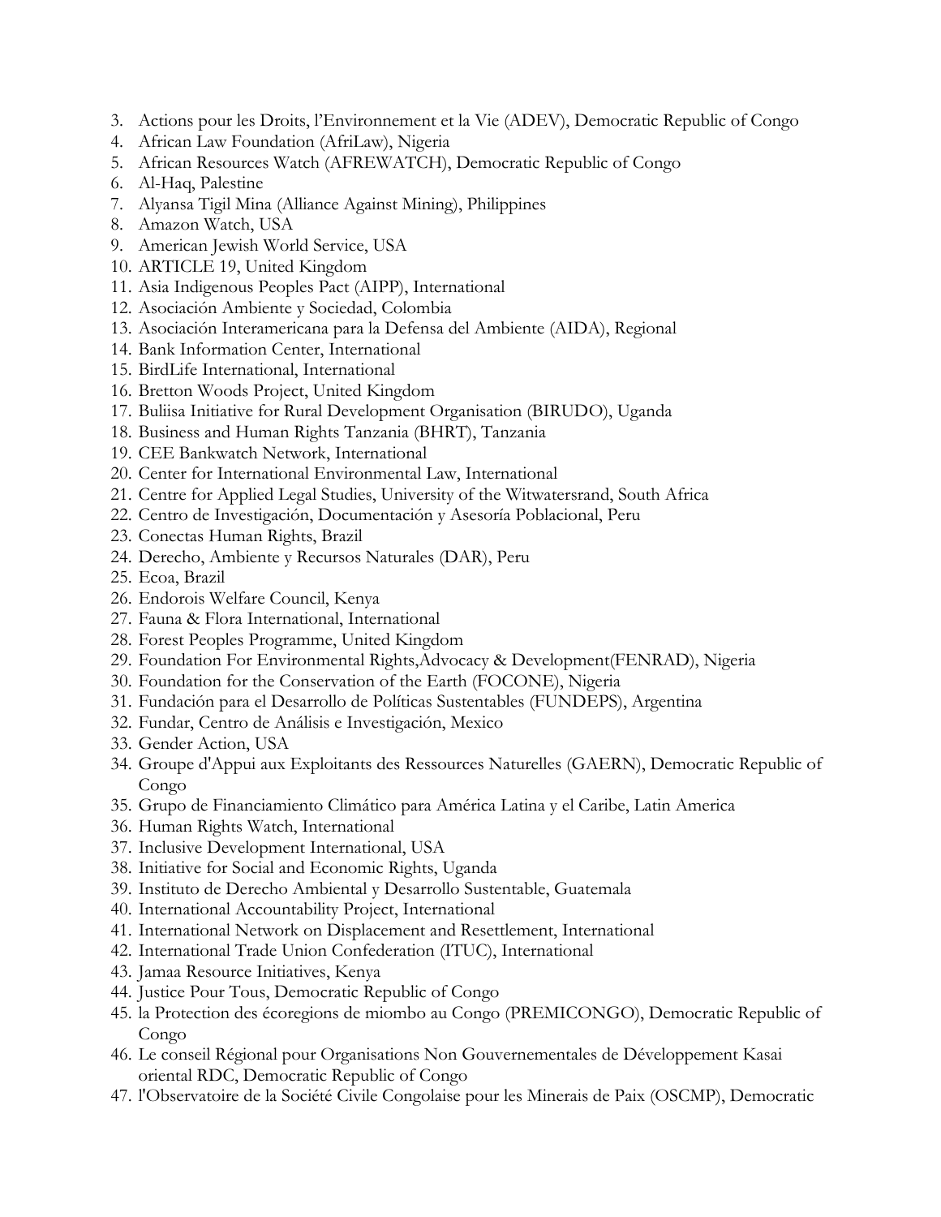3. Actions pour les Droits, l'Environnement et la Vie (ADEV), Democratic Republic of Congo
4. African Law Foundation (AfriLaw), Nigeria
5. African Resources Watch (AFREWATCH), Democratic Republic of Congo
6. Al-Haq, Palestine
7. Alyansa Tigil Mina (Alliance Against Mining), Philippines
8. Amazon Watch, USA
9. American Jewish World Service, USA
10. ARTICLE 19, United Kingdom
11. Asia Indigenous Peoples Pact (AIPP), International
12. Asociación Ambiente y Sociedad, Colombia
13. Asociación Interamericana para la Defensa del Ambiente (AIDA), Regional
14. Bank Information Center, International
15. BirdLife International, International
16. Bretton Woods Project, United Kingdom
17. Buliisa Initiative for Rural Development Organisation (BIRUDO), Uganda
18. Business and Human Rights Tanzania (BHRT), Tanzania
19. CEE Bankwatch Network, International
20. Center for International Environmental Law, International
21. Centre for Applied Legal Studies, University of the Witwatersrand, South Africa
22. Centro de Investigación, Documentación y Asesoría Poblacional, Peru
23. Conectas Human Rights, Brazil
24. Derecho, Ambiente y Recursos Naturales (DAR), Peru
25. Ecoa, Brazil
26. Endorois Welfare Council, Kenya
27. Fauna & Flora International, International
28. Forest Peoples Programme, United Kingdom
29. Foundation For Environmental Rights,Advocacy & Development(FENRAD), Nigeria
30. Foundation for the Conservation of the Earth (FOCONE), Nigeria
31. Fundación para el Desarrollo de Políticas Sustentables (FUNDEPS), Argentina
32. Fundar, Centro de Análisis e Investigación, Mexico
33. Gender Action, USA
34. Groupe d'Appui aux Exploitants des Ressources Naturelles (GAERN), Democratic Republic of Congo
35. Grupo de Financiamiento Climático para América Latina y el Caribe, Latin America
36. Human Rights Watch, International
37. Inclusive Development International, USA
38. Initiative for Social and Economic Rights, Uganda
39. Instituto de Derecho Ambiental y Desarrollo Sustentable, Guatemala
40. International Accountability Project, International
41. International Network on Displacement and Resettlement, International
42. International Trade Union Confederation (ITUC), International
43. Jamaa Resource Initiatives, Kenya
44. Justice Pour Tous, Democratic Republic of Congo
45. la Protection des écoregions de miombo au Congo (PREMICONGO), Democratic Republic of Congo
46. Le conseil Régional pour Organisations Non Gouvernementales de Développement Kasai oriental RDC, Democratic Republic of Congo
47. l'Observatoire de la Société Civile Congolaise pour les Minerais de Paix (OSCMP), Democratic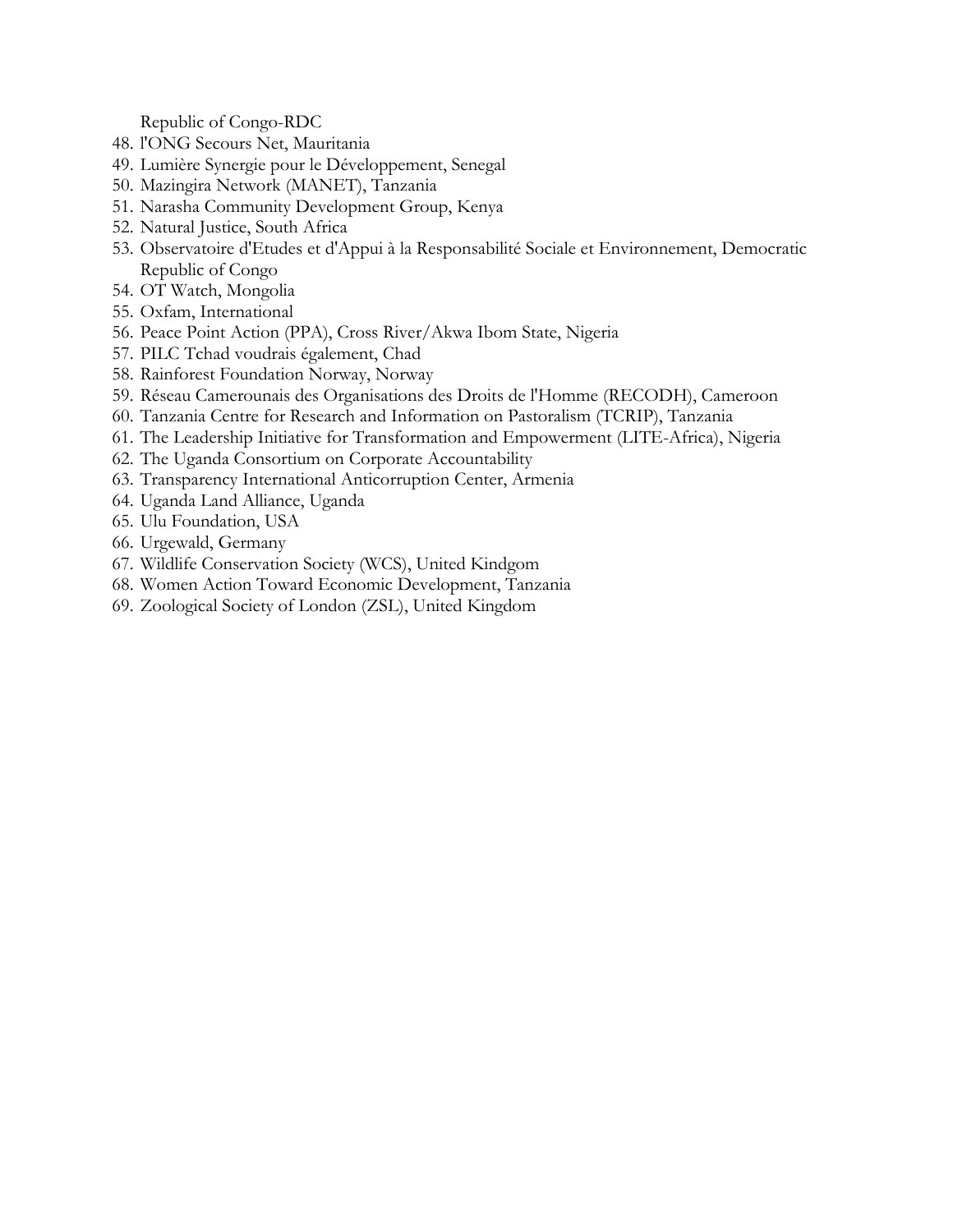Republic of Congo-RDC

48. l'ONG Secours Net, Mauritania
49. Lumière Synergie pour le Développement, Senegal
50. Mazingira Network (MANET), Tanzania
51. Narasha Community Development Group, Kenya
52. Natural Justice, South Africa
53. Observatoire d'Etudes et d'Appui à la Responsabilité Sociale et Environnement, Democratic Republic of Congo
54. OT Watch, Mongolia
55. Oxfam, International
56. Peace Point Action (PPA), Cross River/Akwa Ibom State, Nigeria
57. PILC Tchad voudrais également, Chad
58. Rainforest Foundation Norway, Norway
59. Réseau Camerounais des Organisations des Droits de l'Homme (RECODH), Cameroon
60. Tanzania Centre for Research and Information on Pastoralism (TCRIP), Tanzania
61. The Leadership Initiative for Transformation and Empowerment (LITE-Africa), Nigeria
62. The Uganda Consortium on Corporate Accountability
63. Transparency International Anticorruption Center, Armenia
64. Uganda Land Alliance, Uganda
65. Ulu Foundation, USA
66. Urgewald, Germany
67. Wildlife Conservation Society (WCS), United Kindgom
68. Women Action Toward Economic Development, Tanzania
69. Zoological Society of London (ZSL), United Kingdom